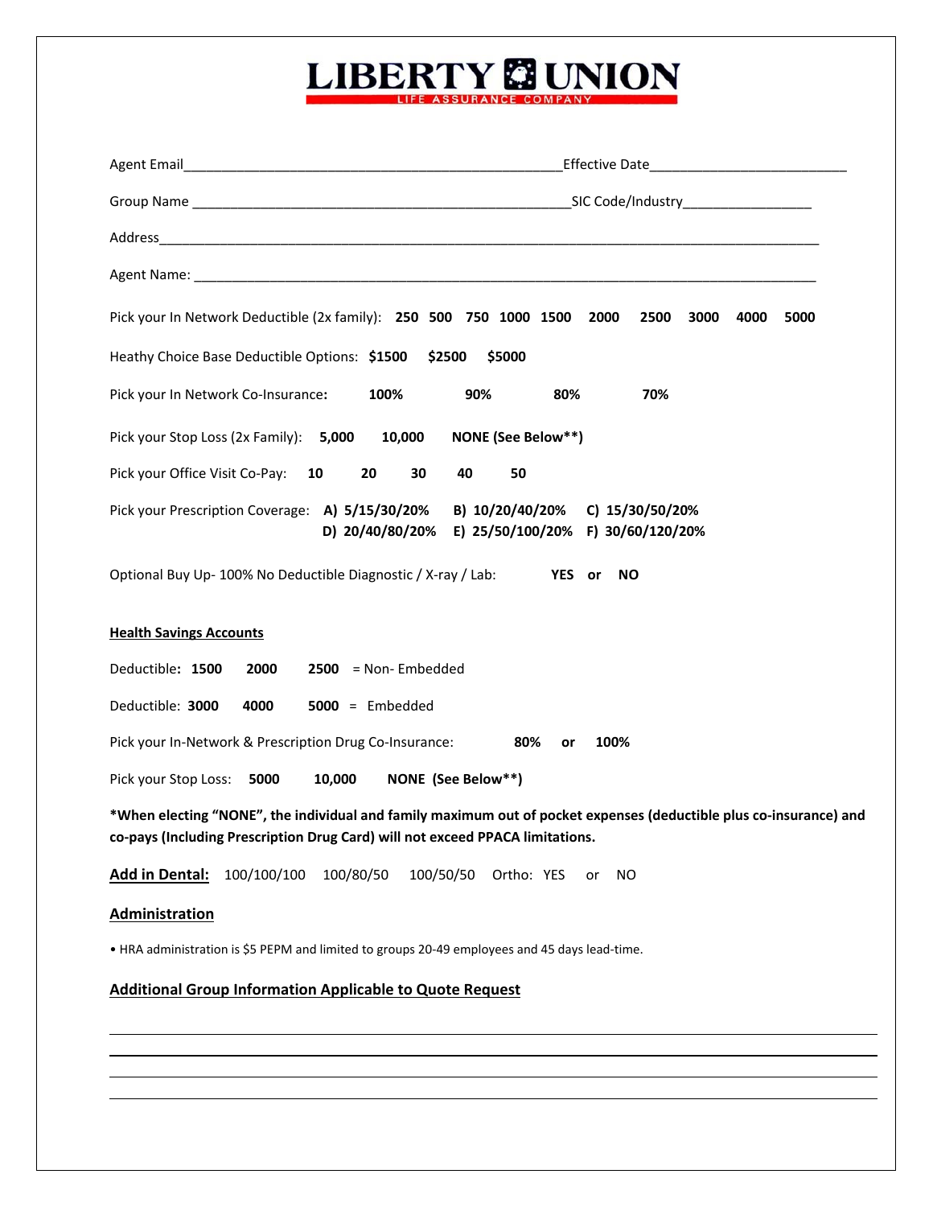# LIBERTY UNION

LIFE ASSURANCE COMPANY

Agent Email_______________________________________________Effective Date_________________________

Group Name _______________________________________________SIC Code/Industry________________

Address_________________________________________________________________________________

Agent Name: _____________________________________________________________________________

Pick your In Network Deductible (2x family): **250 500 750 1000 1500 2000 2500 3000 4000 5000**

Heathy Choice Base Deductible Options: **$1500 $2500 $5000**

Pick your In Network Co-Insurance**:** **100% 90% 80% 70%**

Pick your Stop Loss (2x Family): **5,000 10,000 NONE (See Below**)**

Pick your Office Visit Co-Pay: **10 20 30 40 50**

Pick your Prescription Coverage: **A) 5/15/30/20% B) 10/20/40/20% C) 15/30/50/20% D) 20/40/80/20% E) 25/50/100/20% F) 30/60/120/20%**

Optional Buy Up- 100% No Deductible Diagnostic / X-ray / Lab: **YES or NO**

**Health Savings Accounts**

Deductible**: 1500 2000 2500** = Non- Embedded

Deductible: **3000 4000 5000** = Embedded

Pick your In-Network & Prescription Drug Co-Insurance: **80% or 100%**

Pick your Stop Loss: **5000 10,000 NONE (See Below**)**

**\*When electing "NONE", the individual and family maximum out of pocket expenses (deductible plus co-insurance) and co-pays (Including Prescription Drug Card) will not exceed PPACA limitations.**

**Add in Dental:** 100/100/100 100/80/50 100/50/50 Ortho: YES or NO

## Administration

- HRA administration is $5 PEPM and limited to groups 20-49 employees and 45 days lead-time.

## Additional Group Information Applicable to Quote Request

______________________________________________________________________________________

______________________________________________________________________________________

______________________________________________________________________________________

______________________________________________________________________________________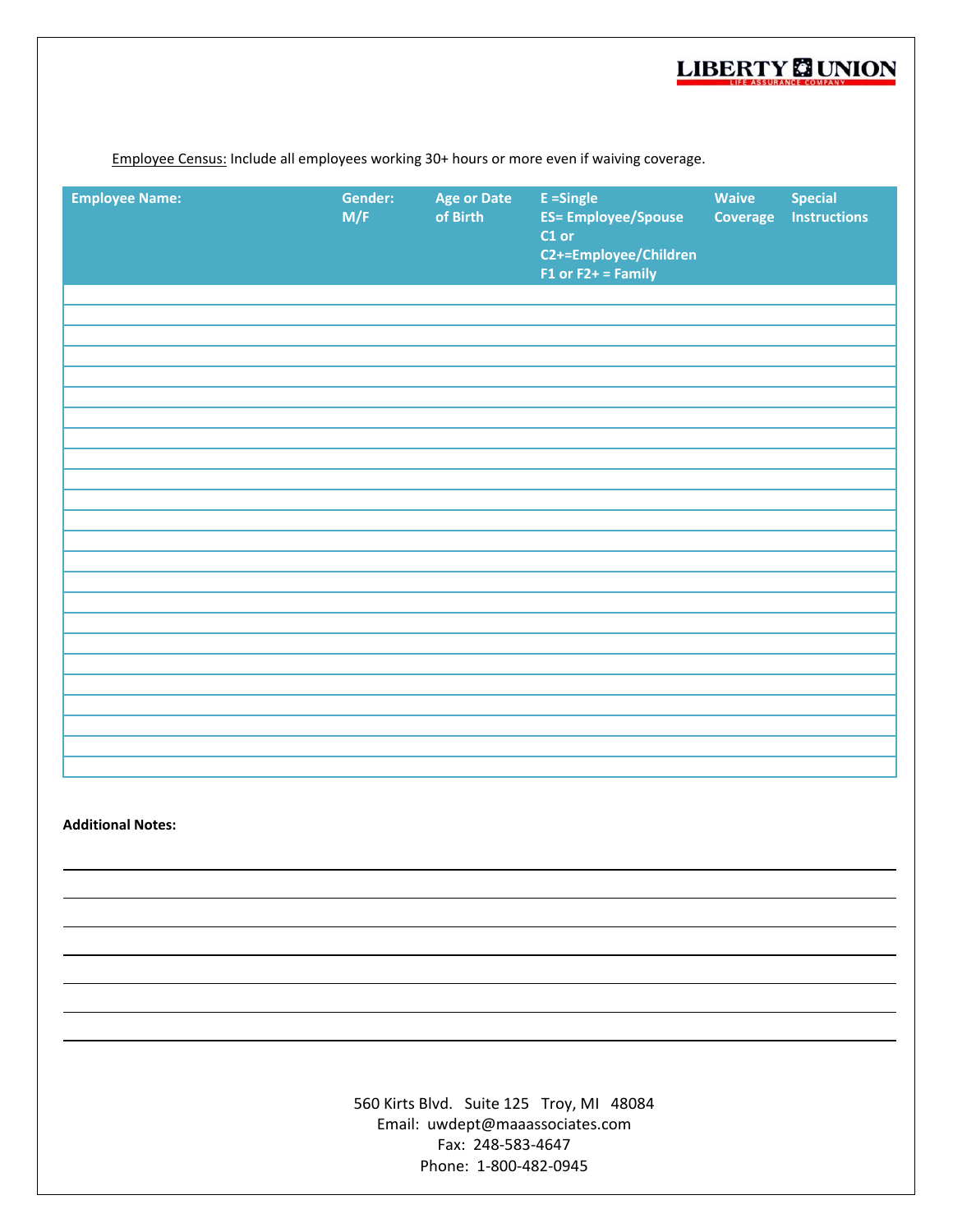LIBERTY UNION
LIFE ASSURANCE COMPANY

Employee Census: Include all employees working 30+ hours or more even if waiving coverage.

| Employee Name: | Gender: M/F | Age or Date of Birth | E =Single<br>ES= Employee/Spouse<br>C1 or C2+=Employee/Children<br>F1 or F2+ = Family | Waive Coverage | Special Instructions |
|---|---|---|---|---|---|
| | | | | | |
| | | | | | |
| | | | | | |
| | | | | | |
| | | | | | |
| | | | | | |
| | | | | | |
| | | | | | |
| | | | | | |
| | | | | | |
| | | | | | |
| | | | | | |
| | | | | | |
| | | | | | |
| | | | | | |
| | | | | | |
| | | | | | |
| | | | | | |
| | | | | | |
| | | | | | |
| | | | | | |
| | | | | | |
| | | | | | |
| | | | | | |

**Additional Notes:**

560 Kirts Blvd. Suite 125 Troy, MI 48084
Email: uwdept@maaassociates.com
Fax: 248-583-4647
Phone: 1-800-482-0945